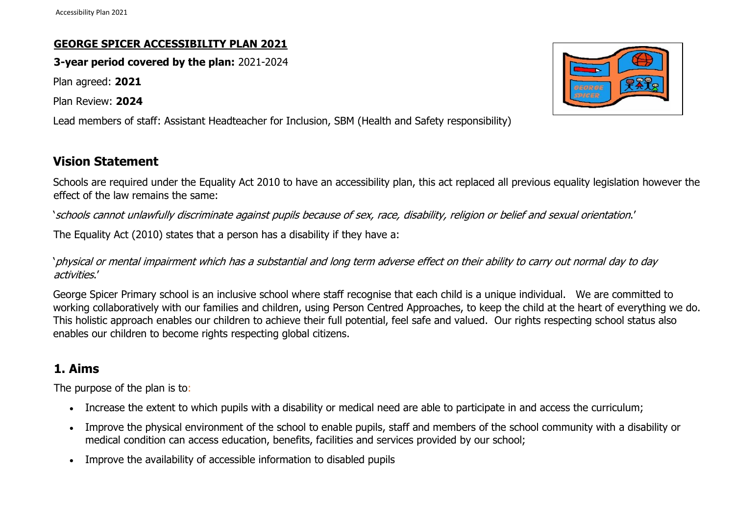**GEORGE SPICER ACCESSIBILITY PLAN 2021**

**3-year period covered by the plan:** 2021-2024

Plan agreed: **2021**

Plan Review: **2024**

Lead members of staff: Assistant Headteacher for Inclusion, SBM (Health and Safety responsibility)

## Vision Statement

Schools are required under the Equality Act 2010 to have an accessibility plan, this act replaced all previous equality legislation however the effect of the law remains the same:

'*schools cannot unlawfully discriminate against pupils because of sex, race, disability, religion or belief and sexual orientation*.'

The Equality Act (2010) states that a person has a disability if they have a:

'*physical or mental impairment which has a substantial and long term adverse effect on their ability to carry out normal day to day activities*.'

George Spicer Primary school is an inclusive school where staff recognise that each child is a unique individual. We are committed to working collaboratively with our families and children, using Person Centred Approaches, to keep the child at the heart of everything we do. This holistic approach enables our children to achieve their full potential, feel safe and valued. Our rights respecting school status also enables our children to become rights respecting global citizens.

## 1. Aims

The purpose of the plan is to:

- Increase the extent to which pupils with a disability or medical need are able to participate in and access the curriculum;
- Improve the physical environment of the school to enable pupils, staff and members of the school community with a disability or medical condition can access education, benefits, facilities and services provided by our school;
- Improve the availability of accessible information to disabled pupils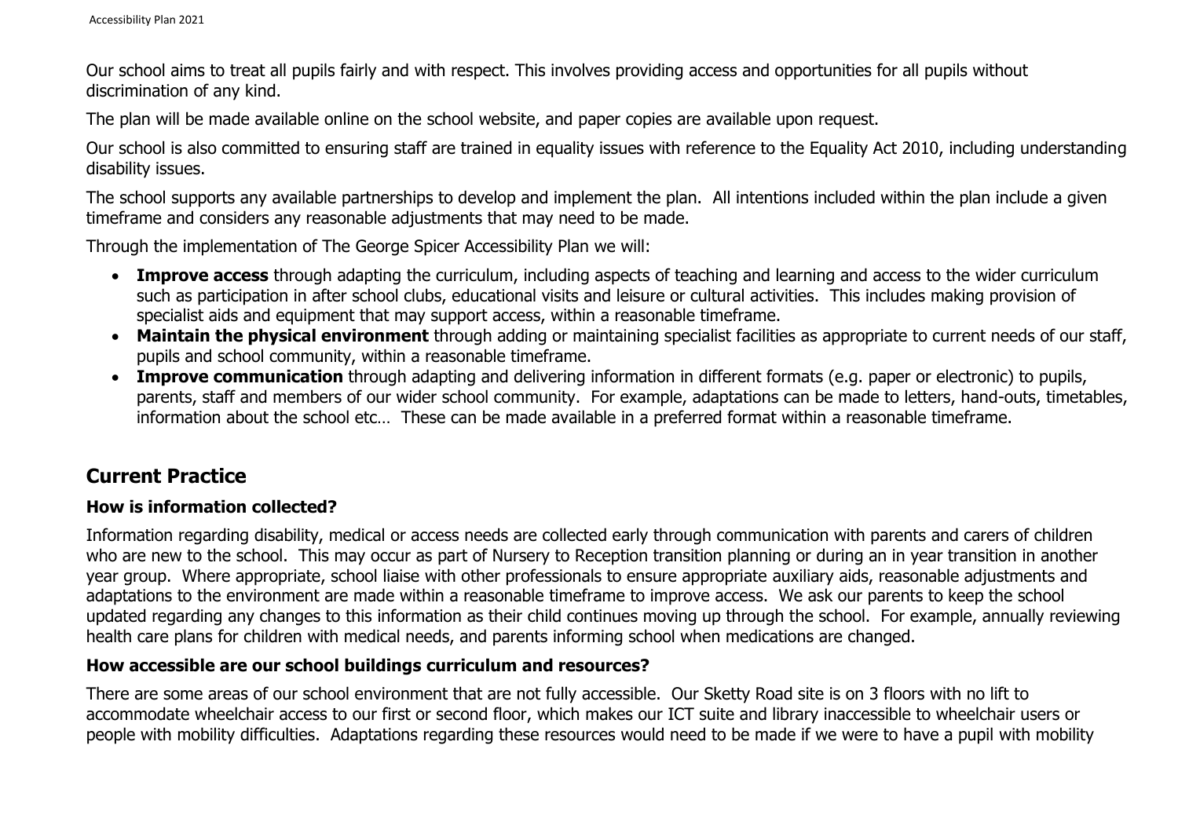Our school aims to treat all pupils fairly and with respect. This involves providing access and opportunities for all pupils without discrimination of any kind.

The plan will be made available online on the school website, and paper copies are available upon request.

Our school is also committed to ensuring staff are trained in equality issues with reference to the Equality Act 2010, including understanding disability issues.

The school supports any available partnerships to develop and implement the plan. All intentions included within the plan include a given timeframe and considers any reasonable adjustments that may need to be made.

Through the implementation of The George Spicer Accessibility Plan we will:

- **Improve access** through adapting the curriculum, including aspects of teaching and learning and access to the wider curriculum such as participation in after school clubs, educational visits and leisure or cultural activities. This includes making provision of specialist aids and equipment that may support access, within a reasonable timeframe.
- **Maintain the physical environment** through adding or maintaining specialist facilities as appropriate to current needs of our staff, pupils and school community, within a reasonable timeframe.
- **Improve communication** through adapting and delivering information in different formats (e.g. paper or electronic) to pupils, parents, staff and members of our wider school community. For example, adaptations can be made to letters, hand-outs, timetables, information about the school etc… These can be made available in a preferred format within a reasonable timeframe.

## Current Practice

### How is information collected?

Information regarding disability, medical or access needs are collected early through communication with parents and carers of children who are new to the school. This may occur as part of Nursery to Reception transition planning or during an in year transition in another year group. Where appropriate, school liaise with other professionals to ensure appropriate auxiliary aids, reasonable adjustments and adaptations to the environment are made within a reasonable timeframe to improve access. We ask our parents to keep the school updated regarding any changes to this information as their child continues moving up through the school. For example, annually reviewing health care plans for children with medical needs, and parents informing school when medications are changed.

### How accessible are our school buildings curriculum and resources?

There are some areas of our school environment that are not fully accessible. Our Sketty Road site is on 3 floors with no lift to accommodate wheelchair access to our first or second floor, which makes our ICT suite and library inaccessible to wheelchair users or people with mobility difficulties. Adaptations regarding these resources would need to be made if we were to have a pupil with mobility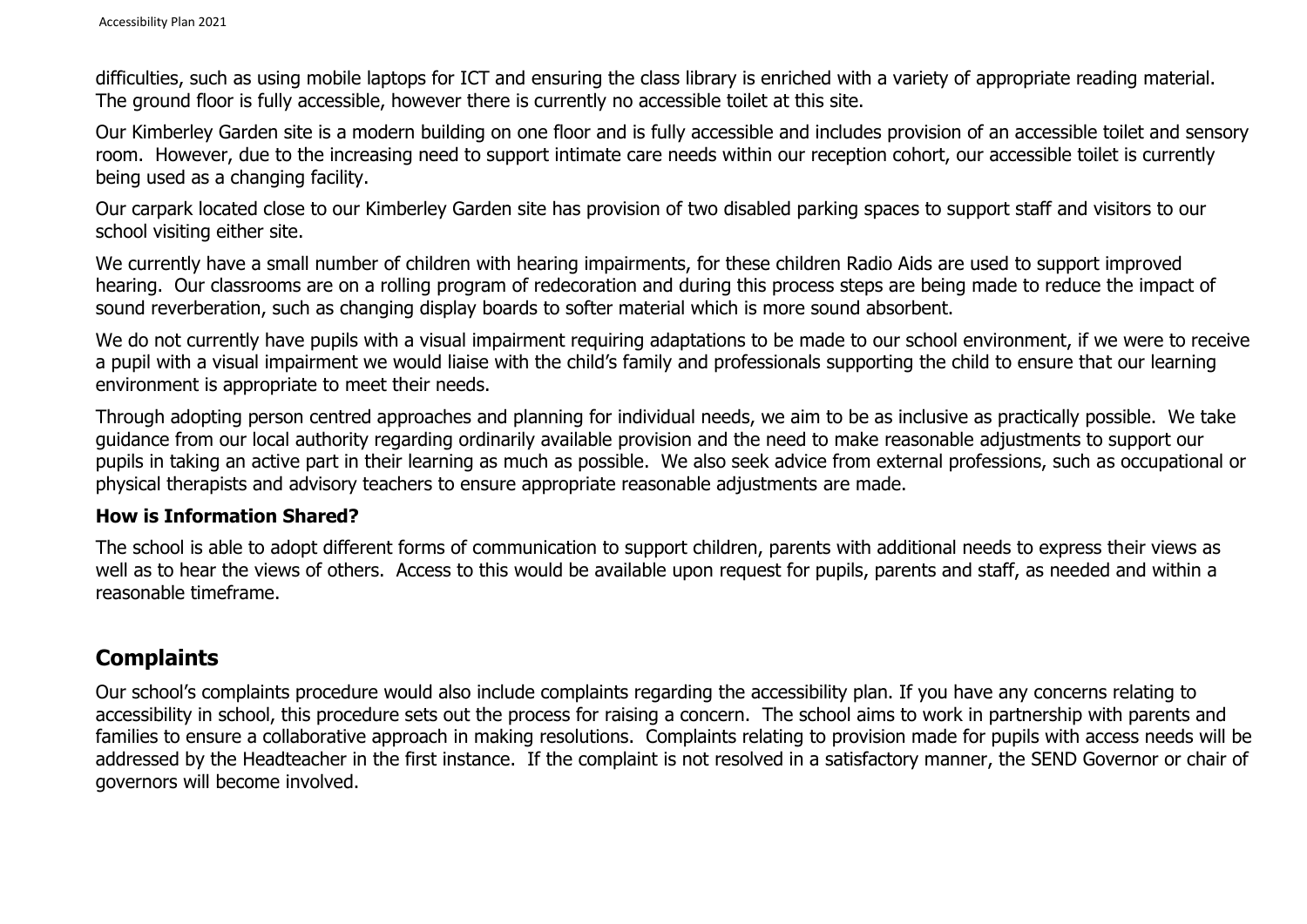difficulties, such as using mobile laptops for ICT and ensuring the class library is enriched with a variety of appropriate reading material. The ground floor is fully accessible, however there is currently no accessible toilet at this site.

Our Kimberley Garden site is a modern building on one floor and is fully accessible and includes provision of an accessible toilet and sensory room. However, due to the increasing need to support intimate care needs within our reception cohort, our accessible toilet is currently being used as a changing facility.

Our carpark located close to our Kimberley Garden site has provision of two disabled parking spaces to support staff and visitors to our school visiting either site.

We currently have a small number of children with hearing impairments, for these children Radio Aids are used to support improved hearing. Our classrooms are on a rolling program of redecoration and during this process steps are being made to reduce the impact of sound reverberation, such as changing display boards to softer material which is more sound absorbent.

We do not currently have pupils with a visual impairment requiring adaptations to be made to our school environment, if we were to receive a pupil with a visual impairment we would liaise with the child's family and professionals supporting the child to ensure that our learning environment is appropriate to meet their needs.

Through adopting person centred approaches and planning for individual needs, we aim to be as inclusive as practically possible. We take guidance from our local authority regarding ordinarily available provision and the need to make reasonable adjustments to support our pupils in taking an active part in their learning as much as possible. We also seek advice from external professions, such as occupational or physical therapists and advisory teachers to ensure appropriate reasonable adjustments are made.

**How is Information Shared?**

The school is able to adopt different forms of communication to support children, parents with additional needs to express their views as well as to hear the views of others. Access to this would be available upon request for pupils, parents and staff, as needed and within a reasonable timeframe.

## Complaints

Our school's complaints procedure would also include complaints regarding the accessibility plan. If you have any concerns relating to accessibility in school, this procedure sets out the process for raising a concern. The school aims to work in partnership with parents and families to ensure a collaborative approach in making resolutions. Complaints relating to provision made for pupils with access needs will be addressed by the Headteacher in the first instance. If the complaint is not resolved in a satisfactory manner, the SEND Governor or chair of governors will become involved.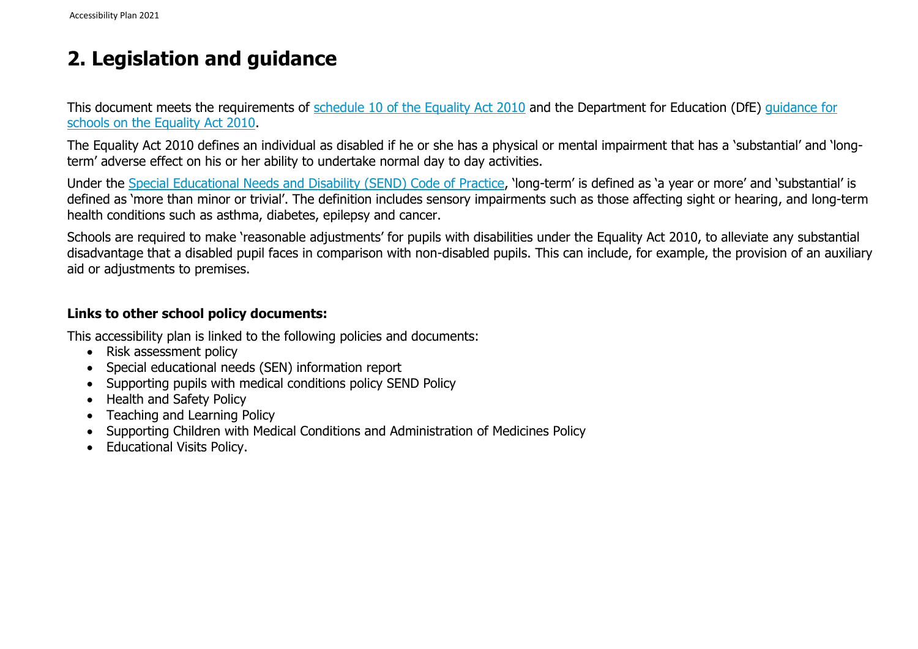## 2. Legislation and guidance

This document meets the requirements of [schedule 10 of the Equality Act 2010]() and the Department for Education (DfE) [guidance for schools on the Equality Act 2010]().

The Equality Act 2010 defines an individual as disabled if he or she has a physical or mental impairment that has a 'substantial' and 'long-term' adverse effect on his or her ability to undertake normal day to day activities.

Under the [Special Educational Needs and Disability (SEND) Code of Practice](), 'long-term' is defined as 'a year or more' and 'substantial' is defined as 'more than minor or trivial'. The definition includes sensory impairments such as those affecting sight or hearing, and long-term health conditions such as asthma, diabetes, epilepsy and cancer.

Schools are required to make 'reasonable adjustments' for pupils with disabilities under the Equality Act 2010, to alleviate any substantial disadvantage that a disabled pupil faces in comparison with non-disabled pupils. This can include, for example, the provision of an auxiliary aid or adjustments to premises.

**Links to other school policy documents:**

This accessibility plan is linked to the following policies and documents:

- Risk assessment policy
- Special educational needs (SEN) information report
- Supporting pupils with medical conditions policy SEND Policy
- Health and Safety Policy
- Teaching and Learning Policy
- Supporting Children with Medical Conditions and Administration of Medicines Policy
- Educational Visits Policy.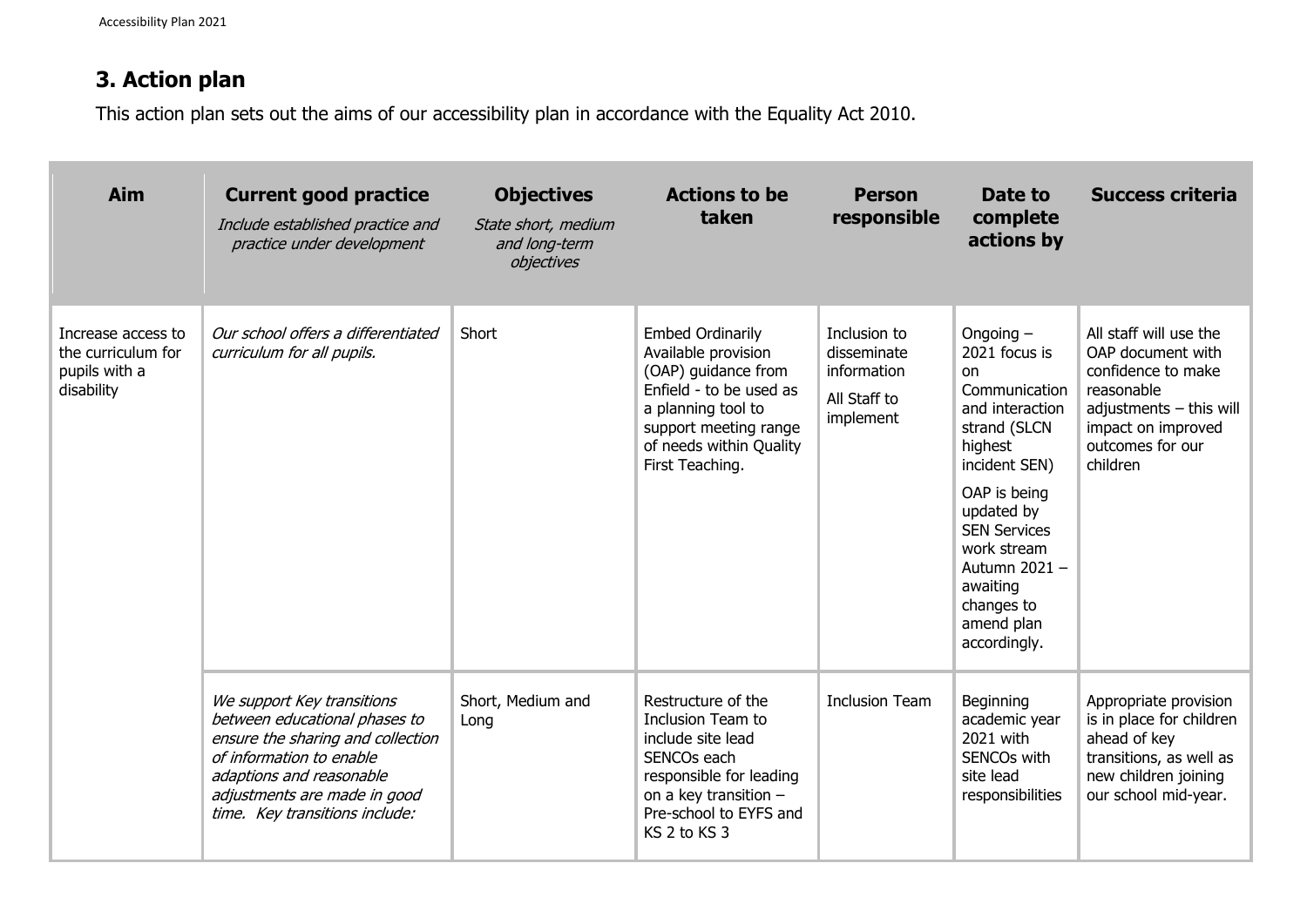## 3. Action plan

This action plan sets out the aims of our accessibility plan in accordance with the Equality Act 2010.

| Aim | Current good practice *Include established practice and practice under development* | Objectives *State short, medium and long-term objectives* | Actions to be taken | Person responsible | Date to complete actions by | Success criteria |
|---|---|---|---|---|---|---|
| Increase access to the curriculum for pupils with a disability | *Our school offers a differentiated curriculum for all pupils.* | Short | Embed Ordinarily Available provision (OAP) guidance from Enfield - to be used as a planning tool to support meeting range of needs within Quality First Teaching. | Inclusion to disseminate information<br><br>All Staff to implement | Ongoing – 2021 focus is on Communication and interaction strand (SLCN highest incident SEN)<br><br>OAP is being updated by SEN Services work stream Autumn 2021 – awaiting changes to amend plan accordingly. | All staff will use the OAP document with confidence to make reasonable adjustments – this will impact on improved outcomes for our children |
| | *We support Key transitions between educational phases to ensure the sharing and collection of information to enable adaptions and reasonable adjustments are made in good time. Key transitions include:* | Short, Medium and Long | Restructure of the Inclusion Team to include site lead SENCOs each responsible for leading on a key transition – Pre-school to EYFS and KS 2 to KS 3 | Inclusion Team | Beginning academic year 2021 with SENCOs with site lead responsibilities | Appropriate provision is in place for children ahead of key transitions, as well as new children joining our school mid-year. |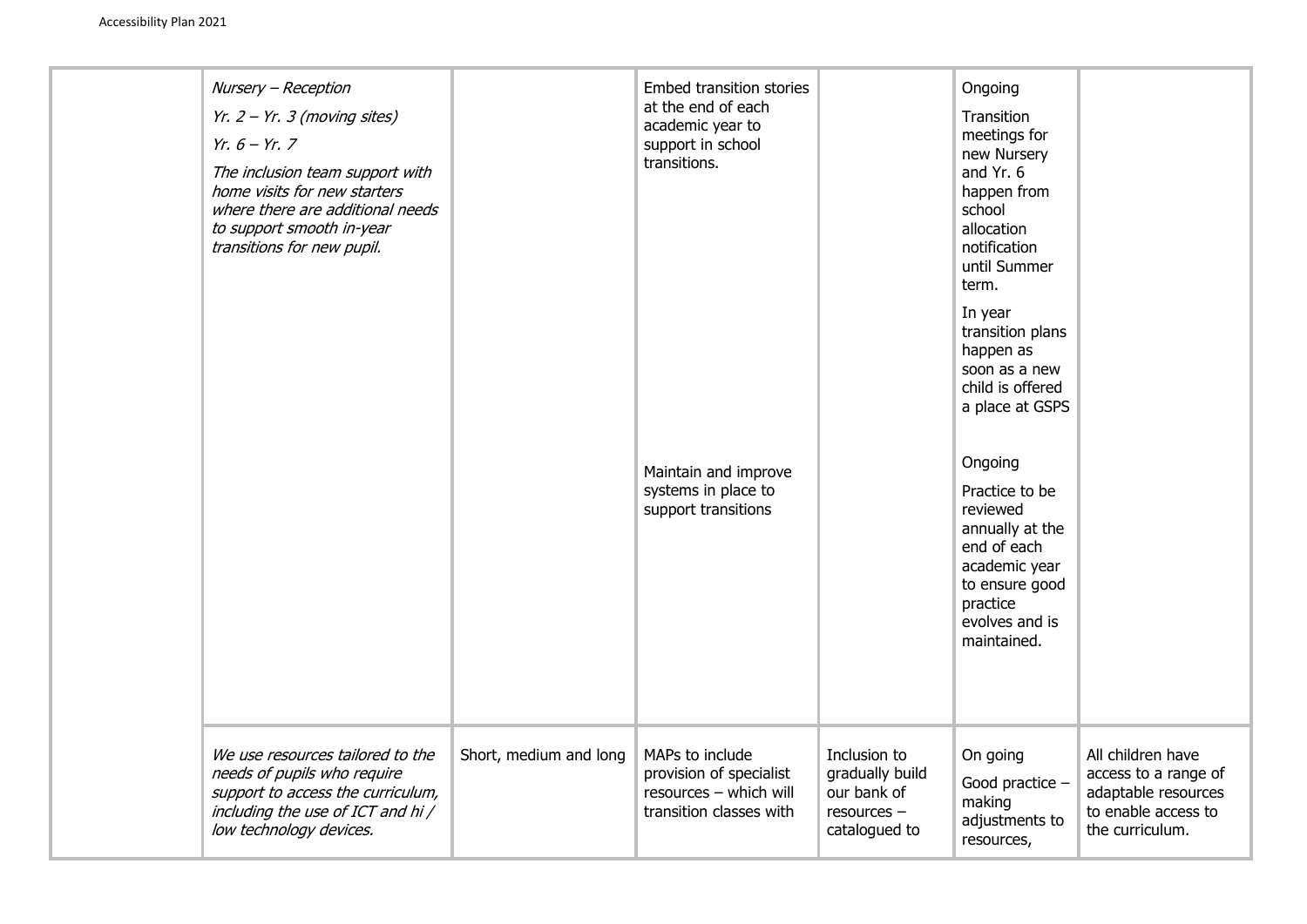| | | | | | | |
|---|---|---|---|---|---|---|
| | *Nursery – Reception*<br>*Yr. 2 – Yr. 3 (moving sites)*<br>*Yr. 6 – Yr. 7*<br>*The inclusion team support with home visits for new starters where there are additional needs to support smooth in-year transitions for new pupil.* | | Embed transition stories at the end of each academic year to support in school transitions.<br><br>Maintain and improve systems in place to support transitions | | Ongoing<br>Transition meetings for new Nursery and Yr. 6 happen from school allocation notification until Summer term.<br>In year transition plans happen as soon as a new child is offered a place at GSPS<br><br>Ongoing<br>Practice to be reviewed annually at the end of each academic year to ensure good practice evolves and is maintained. | |
| | *We use resources tailored to the needs of pupils who require support to access the curriculum, including the use of ICT and hi / low technology devices.* | Short, medium and long | MAPs to include provision of specialist resources – which will transition classes with | Inclusion to gradually build our bank of resources – catalogued to | On going<br>Good practice – making adjustments to resources, | All children have access to a range of adaptable resources to enable access to the curriculum. |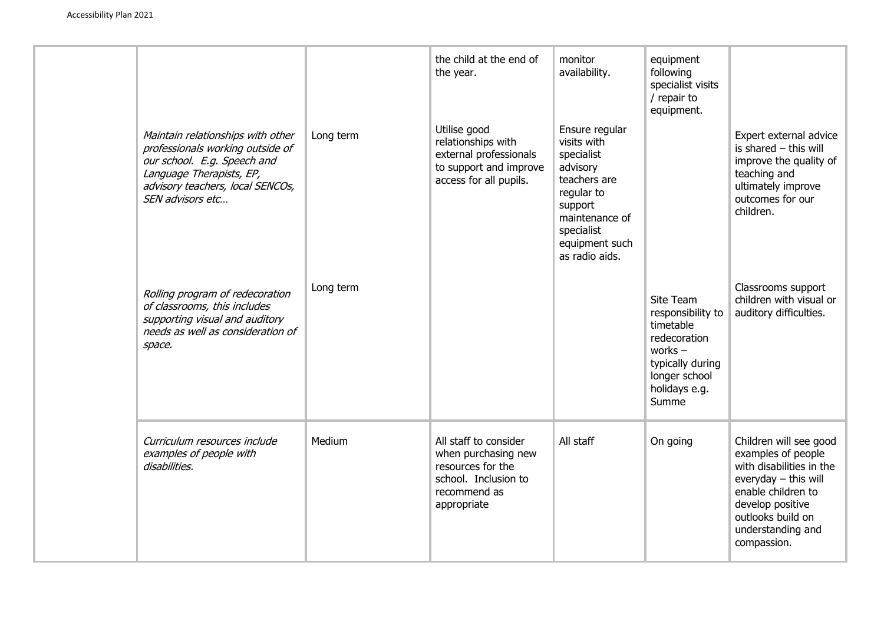| | | | | | | |
|---|---|---|---|---|---|---|
| | | | the child at the end of the year. | monitor availability. | equipment following specialist visits / repair to equipment. | |
| | *Maintain relationships with other professionals working outside of our school. E.g. Speech and Language Therapists, EP, advisory teachers, local SENCOs, SEN advisors etc…* | Long term | Utilise good relationships with external professionals to support and improve access for all pupils. | Ensure regular visits with specialist advisory teachers are regular to support maintenance of specialist equipment such as radio aids. | | Expert external advice is shared – this will improve the quality of teaching and ultimately improve outcomes for our children. |
| | *Rolling program of redecoration of classrooms, this includes supporting visual and auditory needs as well as consideration of space.* | Long term | | | Site Team responsibility to timetable redecoration works – typically during longer school holidays e.g. Summe | Classrooms support children with visual or auditory difficulties. |
| | *Curriculum resources include examples of people with disabilities.* | Medium | All staff to consider when purchasing new resources for the school. Inclusion to recommend as appropriate | All staff | On going | Children will see good examples of people with disabilities in the everyday – this will enable children to develop positive outlooks build on understanding and compassion. |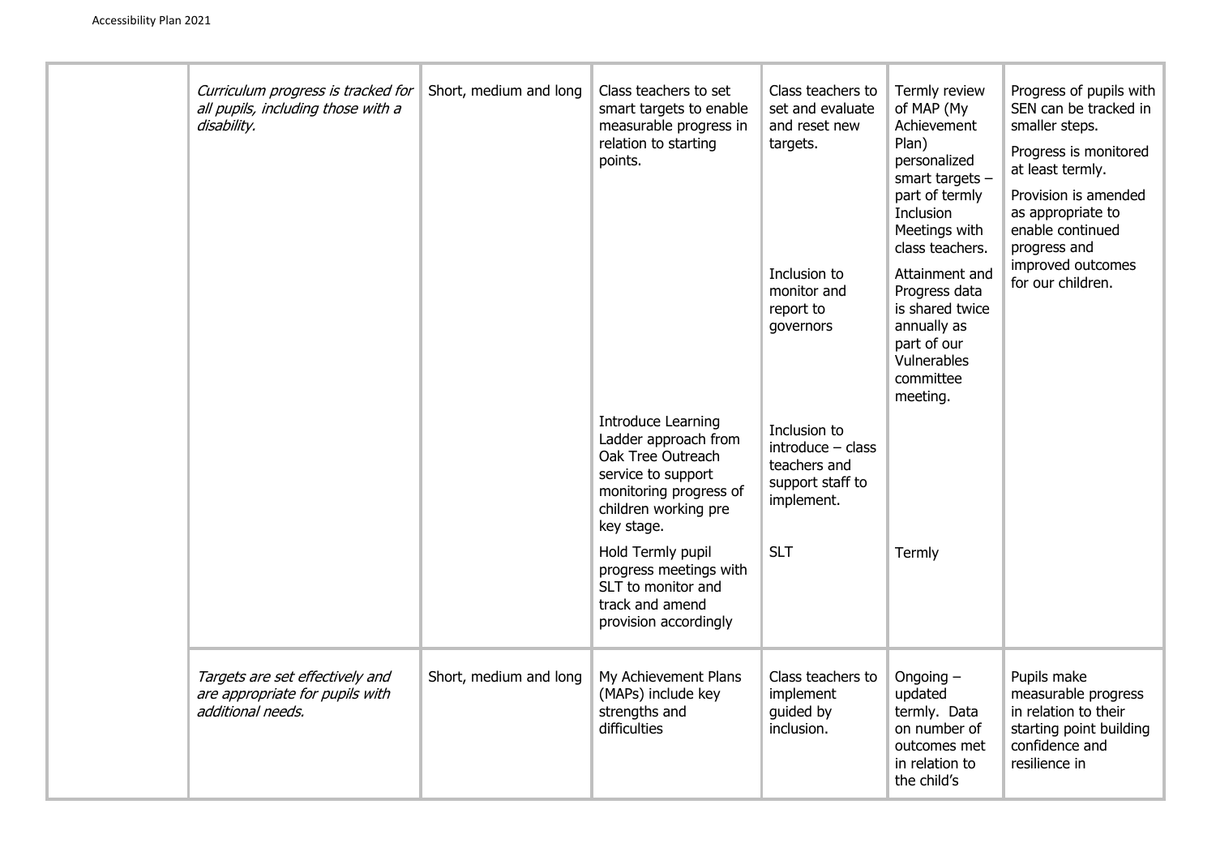| | | | | | | |
|---|---|---|---|---|---|---|
| | *Curriculum progress is tracked for all pupils, including those with a disability.* | Short, medium and long | Class teachers to set smart targets to enable measurable progress in relation to starting points. | Class teachers to set and evaluate and reset new targets.<br><br>Inclusion to monitor and report to governors | Termly review of MAP (My Achievement Plan) personalized smart targets – part of termly Inclusion Meetings with class teachers.<br><br>Attainment and Progress data is shared twice annually as part of our Vulnerables committee meeting. | Progress of pupils with SEN can be tracked in smaller steps.<br><br>Progress is monitored at least termly.<br><br>Provision is amended as appropriate to enable continued progress and improved outcomes for our children. |
| | | | Introduce Learning Ladder approach from Oak Tree Outreach service to support monitoring progress of children working pre key stage. | Inclusion to introduce – class teachers and support staff to implement. | | |
| | | | Hold Termly pupil progress meetings with SLT to monitor and track and amend provision accordingly | SLT | Termly | |
| | *Targets are set effectively and are appropriate for pupils with additional needs.* | Short, medium and long | My Achievement Plans (MAPs) include key strengths and difficulties | Class teachers to implement guided by inclusion. | Ongoing – updated termly. Data on number of outcomes met in relation to the child's | Pupils make measurable progress in relation to their starting point building confidence and resilience in |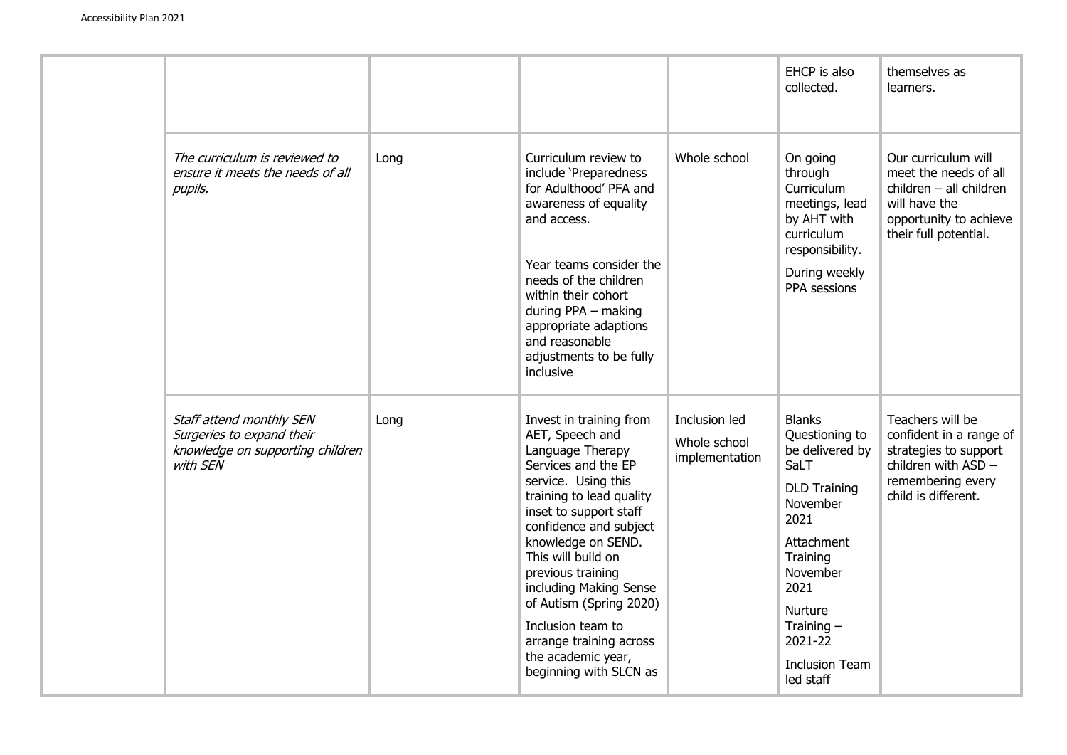| | | | | | | |
|---|---|---|---|---|---|---|
| | | | | | EHCP is also collected. | themselves as learners. |
| | *The curriculum is reviewed to ensure it meets the needs of all pupils.* | Long | Curriculum review to include 'Preparedness for Adulthood' PFA and awareness of equality and access.<br><br>Year teams consider the needs of the children within their cohort during PPA – making appropriate adaptions and reasonable adjustments to be fully inclusive | Whole school | On going through Curriculum meetings, lead by AHT with curriculum responsibility.<br>During weekly PPA sessions | Our curriculum will meet the needs of all children – all children will have the opportunity to achieve their full potential. |
| | *Staff attend monthly SEN Surgeries to expand their knowledge on supporting children with SEN* | Long | Invest in training from AET, Speech and Language Therapy Services and the EP service. Using this training to lead quality inset to support staff confidence and subject knowledge on SEND. This will build on previous training including Making Sense of Autism (Spring 2020)<br>Inclusion team to arrange training across the academic year, beginning with SLCN as | Inclusion led<br>Whole school implementation | Blanks Questioning to be delivered by SaLT<br>DLD Training November 2021<br>Attachment Training November 2021<br>Nurture Training – 2021-22<br>Inclusion Team led staff | Teachers will be confident in a range of strategies to support children with ASD – remembering every child is different. |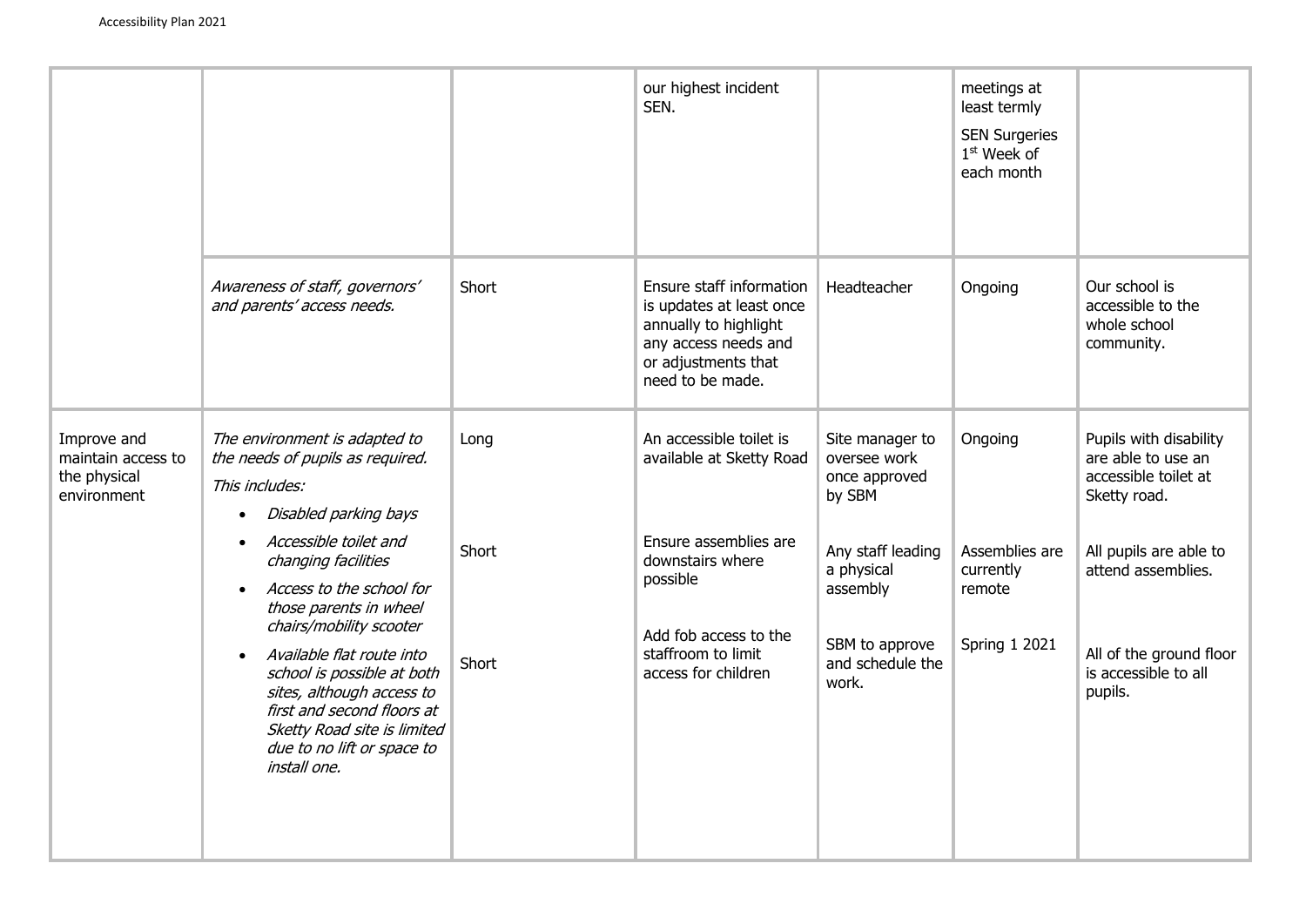| | | | | | | |
|---|---|---|---|---|---|---|
| | | | our highest incident SEN. | | meetings at least termly<br>SEN Surgeries 1st Week of each month | |
| | *Awareness of staff, governors' and parents' access needs.* | Short | Ensure staff information is updates at least once annually to highlight any access needs and or adjustments that need to be made. | Headteacher | Ongoing | Our school is accessible to the whole school community. |
| Improve and maintain access to the physical environment | *The environment is adapted to the needs of pupils as required.*<br>*This includes:*<br>• *Disabled parking bays*<br>• *Accessible toilet and changing facilities*<br>• *Access to the school for those parents in wheel chairs/mobility scooter*<br>• *Available flat route into school is possible at both sites, although access to first and second floors at Sketty Road site is limited due to no lift or space to install one.* | Long<br><br>Short<br><br>Short | An accessible toilet is available at Sketty Road<br><br>Ensure assemblies are downstairs where possible<br><br>Add fob access to the staffroom to limit access for children | Site manager to oversee work once approved by SBM<br><br>Any staff leading a physical assembly<br><br>SBM to approve and schedule the work. | Ongoing<br><br>Assemblies are currently remote<br><br>Spring 1 2021 | Pupils with disability are able to use an accessible toilet at Sketty road.<br><br>All pupils are able to attend assemblies.<br><br>All of the ground floor is accessible to all pupils. |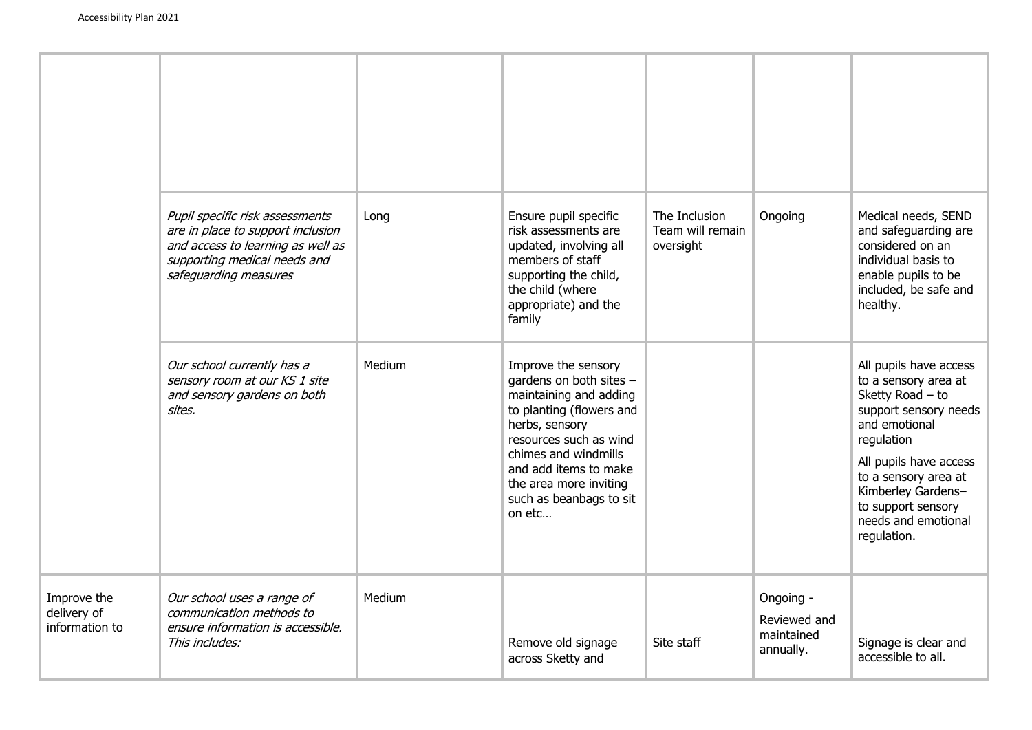| | | | | | | |
|---|---|---|---|---|---|---|
| | | | | | | |
| | *Pupil specific risk assessments are in place to support inclusion and access to learning as well as supporting medical needs and safeguarding measures* | Long | Ensure pupil specific risk assessments are updated, involving all members of staff supporting the child, the child (where appropriate) and the family | The Inclusion Team will remain oversight | Ongoing | Medical needs, SEND and safeguarding are considered on an individual basis to enable pupils to be included, be safe and healthy. |
| | *Our school currently has a sensory room at our KS 1 site and sensory gardens on both sites.* | Medium | Improve the sensory gardens on both sites – maintaining and adding to planting (flowers and herbs, sensory resources such as wind chimes and windmills and add items to make the area more inviting such as beanbags to sit on etc… | | | All pupils have access to a sensory area at Sketty Road – to support sensory needs and emotional regulation<br><br>All pupils have access to a sensory area at Kimberley Gardens– to support sensory needs and emotional regulation. |
| Improve the delivery of information to | *Our school uses a range of communication methods to ensure information is accessible. This includes:* | Medium | Remove old signage across Sketty and | Site staff | Ongoing -<br><br>Reviewed and maintained annually. | Signage is clear and accessible to all. |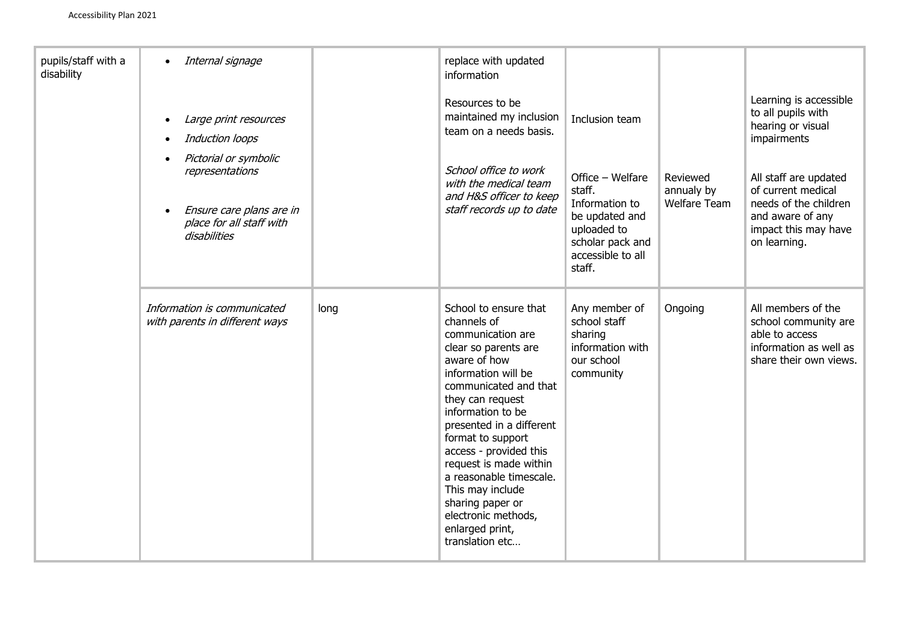| | | | | | | |
|---|---|---|---|---|---|---|
| pupils/staff with a disability | • *Internal signage*<br><br>• *Large print resources*<br>• *Induction loops*<br>• *Pictorial or symbolic representations*<br><br>• *Ensure care plans are in place for all staff with disabilities* | | replace with updated information<br><br>Resources to be maintained my inclusion team on a needs basis.<br><br>*School office to work with the medical team and H&S officer to keep staff records up to date* | Inclusion team<br><br>Office – Welfare staff. Information to be updated and uploaded to scholar pack and accessible to all staff. | Reviewed annualy by Welfare Team | Learning is accessible to all pupils with hearing or visual impairments<br><br>All staff are updated of current medical needs of the children and aware of any impact this may have on learning. |
| | *Information is communicated with parents in different ways* | long | School to ensure that channels of communication are clear so parents are aware of how information will be communicated and that they can request information to be presented in a different format to support access - provided this request is made within a reasonable timescale. This may include sharing paper or electronic methods, enlarged print, translation etc… | Any member of school staff sharing information with our school community | Ongoing | All members of the school community are able to access information as well as share their own views. |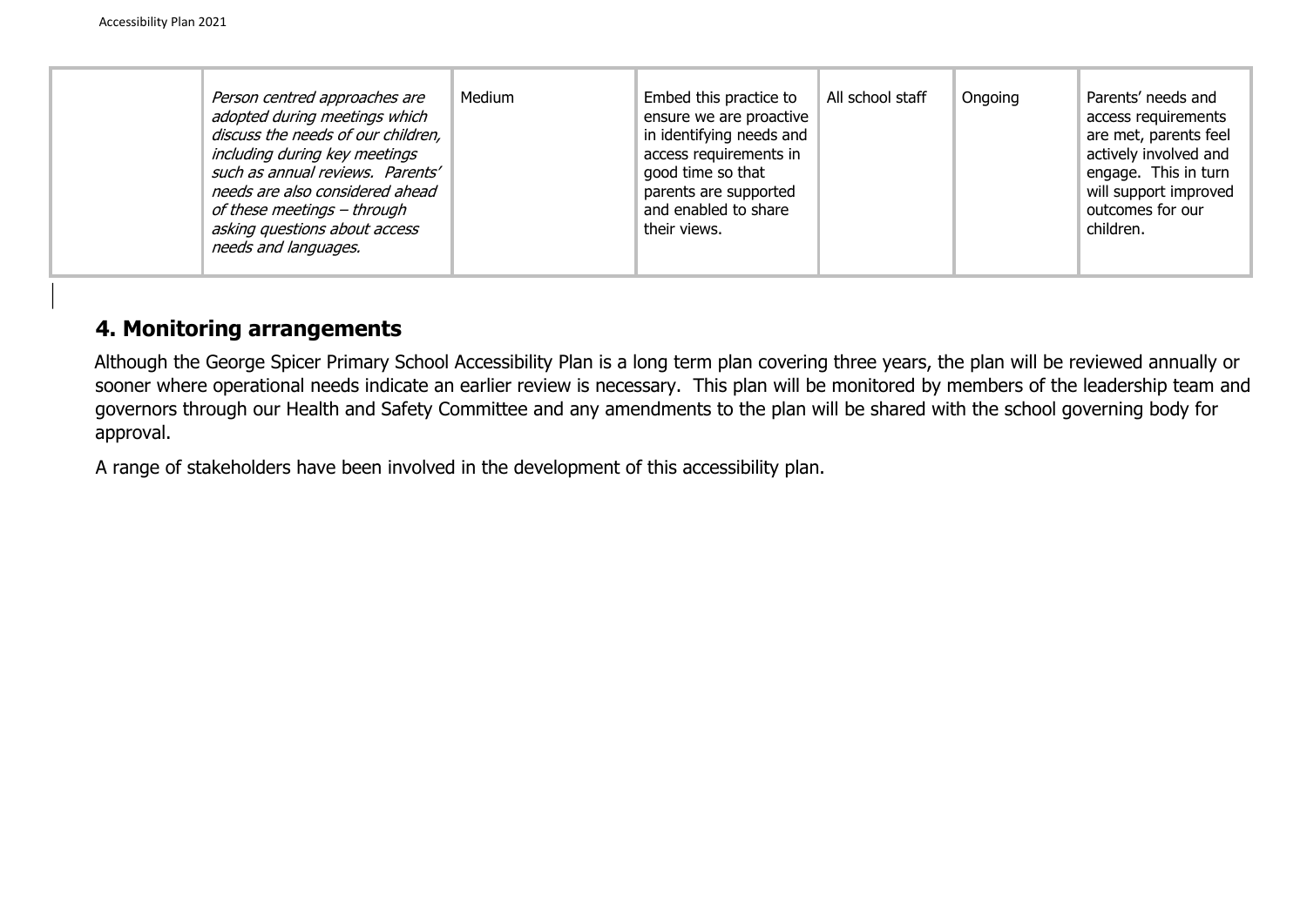| | | | | | | |
|---|---|---|---|---|---|---|
| | *Person centred approaches are adopted during meetings which discuss the needs of our children, including during key meetings such as annual reviews. Parents' needs are also considered ahead of these meetings – through asking questions about access needs and languages.* | Medium | Embed this practice to ensure we are proactive in identifying needs and access requirements in good time so that parents are supported and enabled to share their views. | All school staff | Ongoing | Parents' needs and access requirements are met, parents feel actively involved and engage. This in turn will support improved outcomes for our children. |

## 4. Monitoring arrangements

Although the George Spicer Primary School Accessibility Plan is a long term plan covering three years, the plan will be reviewed annually or sooner where operational needs indicate an earlier review is necessary. This plan will be monitored by members of the leadership team and governors through our Health and Safety Committee and any amendments to the plan will be shared with the school governing body for approval.

A range of stakeholders have been involved in the development of this accessibility plan.